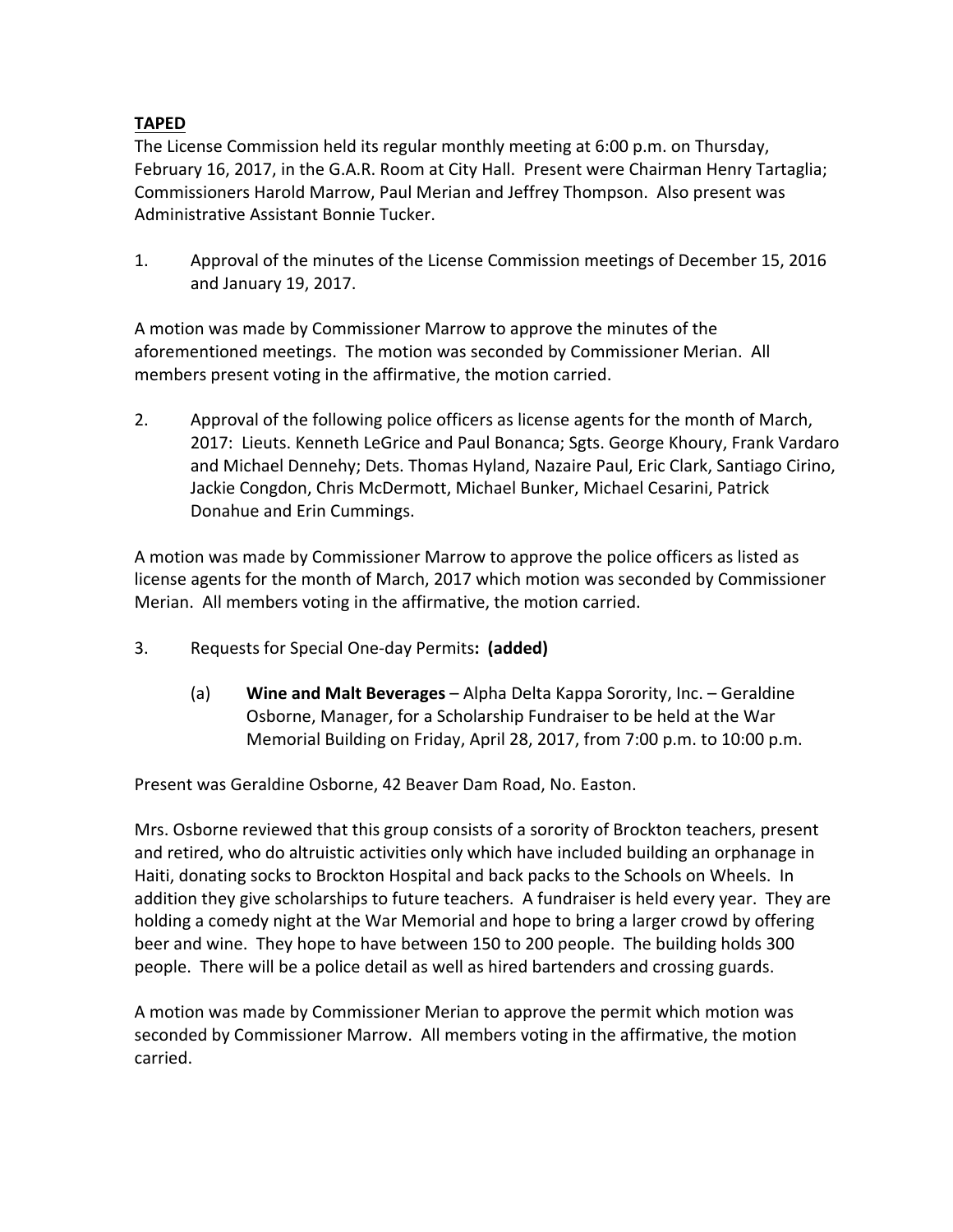**TAPED**

The License Commission held its regular monthly meeting at 6:00 p.m. on Thursday, February 16, 2017, in the G.A.R. Room at City Hall. Present were Chairman Henry Tartaglia; Commissioners Harold Marrow, Paul Merian and Jeffrey Thompson. Also present was Administrative Assistant Bonnie Tucker.

1. Approval of the minutes of the License Commission meetings of December 15, 2016 and January 19, 2017.

A motion was made by Commissioner Marrow to approve the minutes of the aforementioned meetings. The motion was seconded by Commissioner Merian. All members present voting in the affirmative, the motion carried.

2. Approval of the following police officers as license agents for the month of March, 2017: Lieuts. Kenneth LeGrice and Paul Bonanca; Sgts. George Khoury, Frank Vardaro and Michael Dennehy; Dets. Thomas Hyland, Nazaire Paul, Eric Clark, Santiago Cirino, Jackie Congdon, Chris McDermott, Michael Bunker, Michael Cesarini, Patrick Donahue and Erin Cummings.

A motion was made by Commissioner Marrow to approve the police officers as listed as license agents for the month of March, 2017 which motion was seconded by Commissioner Merian. All members voting in the affirmative, the motion carried.

3. Requests for Special One-day Permits**: (added)**

   (a) **Wine and Malt Beverages** – Alpha Delta Kappa Sorority, Inc. – Geraldine Osborne, Manager, for a Scholarship Fundraiser to be held at the War Memorial Building on Friday, April 28, 2017, from 7:00 p.m. to 10:00 p.m.

Present was Geraldine Osborne, 42 Beaver Dam Road, No. Easton.

Mrs. Osborne reviewed that this group consists of a sorority of Brockton teachers, present and retired, who do altruistic activities only which have included building an orphanage in Haiti, donating socks to Brockton Hospital and back packs to the Schools on Wheels. In addition they give scholarships to future teachers. A fundraiser is held every year. They are holding a comedy night at the War Memorial and hope to bring a larger crowd by offering beer and wine. They hope to have between 150 to 200 people. The building holds 300 people. There will be a police detail as well as hired bartenders and crossing guards.

A motion was made by Commissioner Merian to approve the permit which motion was seconded by Commissioner Marrow. All members voting in the affirmative, the motion carried.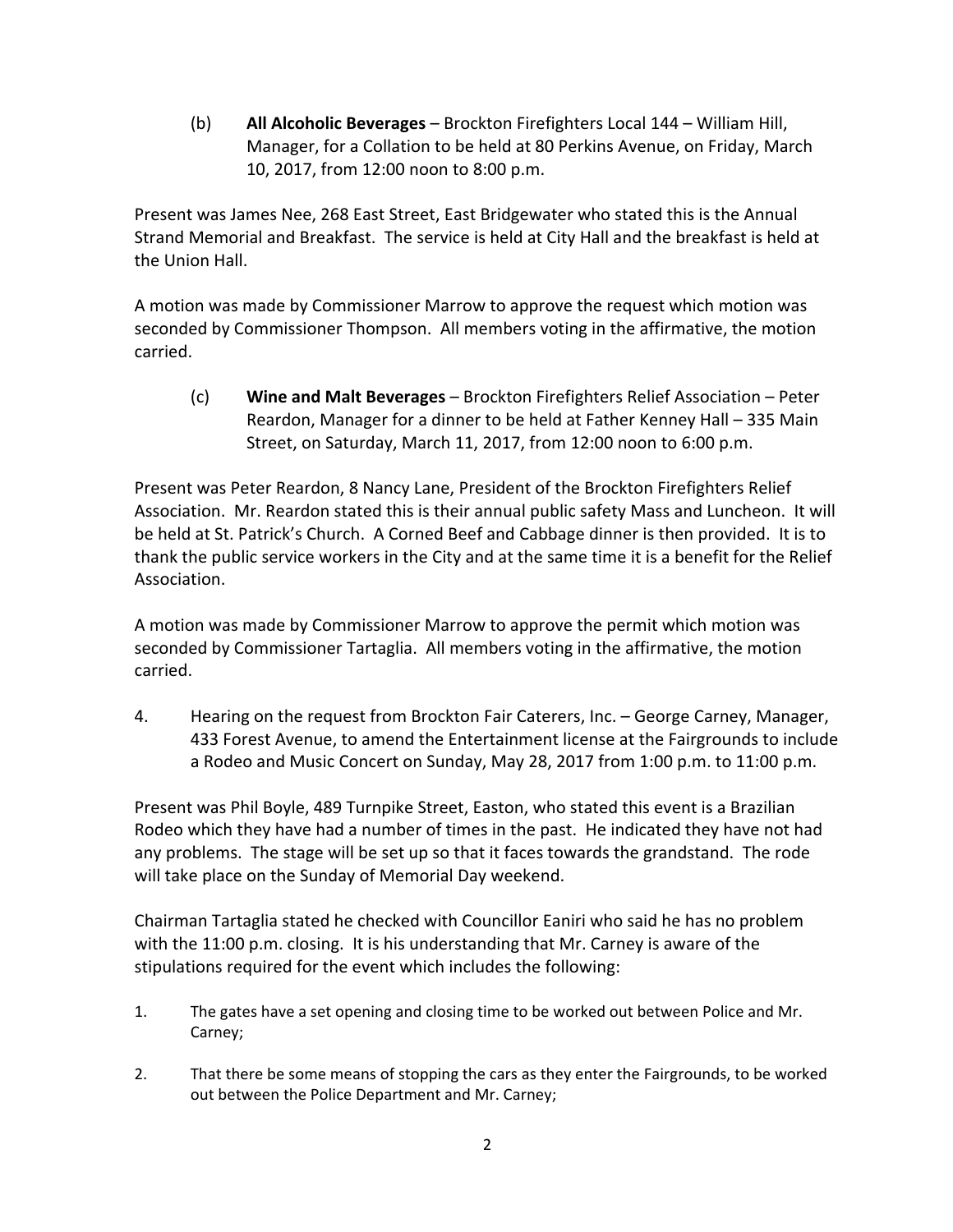(b) **All Alcoholic Beverages** – Brockton Firefighters Local 144 – William Hill, Manager, for a Collation to be held at 80 Perkins Avenue, on Friday, March 10, 2017, from 12:00 noon to 8:00 p.m.

Present was James Nee, 268 East Street, East Bridgewater who stated this is the Annual Strand Memorial and Breakfast. The service is held at City Hall and the breakfast is held at the Union Hall.

A motion was made by Commissioner Marrow to approve the request which motion was seconded by Commissioner Thompson. All members voting in the affirmative, the motion carried.

(c) **Wine and Malt Beverages** – Brockton Firefighters Relief Association – Peter Reardon, Manager for a dinner to be held at Father Kenney Hall – 335 Main Street, on Saturday, March 11, 2017, from 12:00 noon to 6:00 p.m.

Present was Peter Reardon, 8 Nancy Lane, President of the Brockton Firefighters Relief Association. Mr. Reardon stated this is their annual public safety Mass and Luncheon. It will be held at St. Patrick's Church. A Corned Beef and Cabbage dinner is then provided. It is to thank the public service workers in the City and at the same time it is a benefit for the Relief Association.

A motion was made by Commissioner Marrow to approve the permit which motion was seconded by Commissioner Tartaglia. All members voting in the affirmative, the motion carried.

4. Hearing on the request from Brockton Fair Caterers, Inc. – George Carney, Manager, 433 Forest Avenue, to amend the Entertainment license at the Fairgrounds to include a Rodeo and Music Concert on Sunday, May 28, 2017 from 1:00 p.m. to 11:00 p.m.

Present was Phil Boyle, 489 Turnpike Street, Easton, who stated this event is a Brazilian Rodeo which they have had a number of times in the past. He indicated they have not had any problems. The stage will be set up so that it faces towards the grandstand. The rode will take place on the Sunday of Memorial Day weekend.

Chairman Tartaglia stated he checked with Councillor Eaniri who said he has no problem with the 11:00 p.m. closing. It is his understanding that Mr. Carney is aware of the stipulations required for the event which includes the following:

1. The gates have a set opening and closing time to be worked out between Police and Mr. Carney;
2. That there be some means of stopping the cars as they enter the Fairgrounds, to be worked out between the Police Department and Mr. Carney;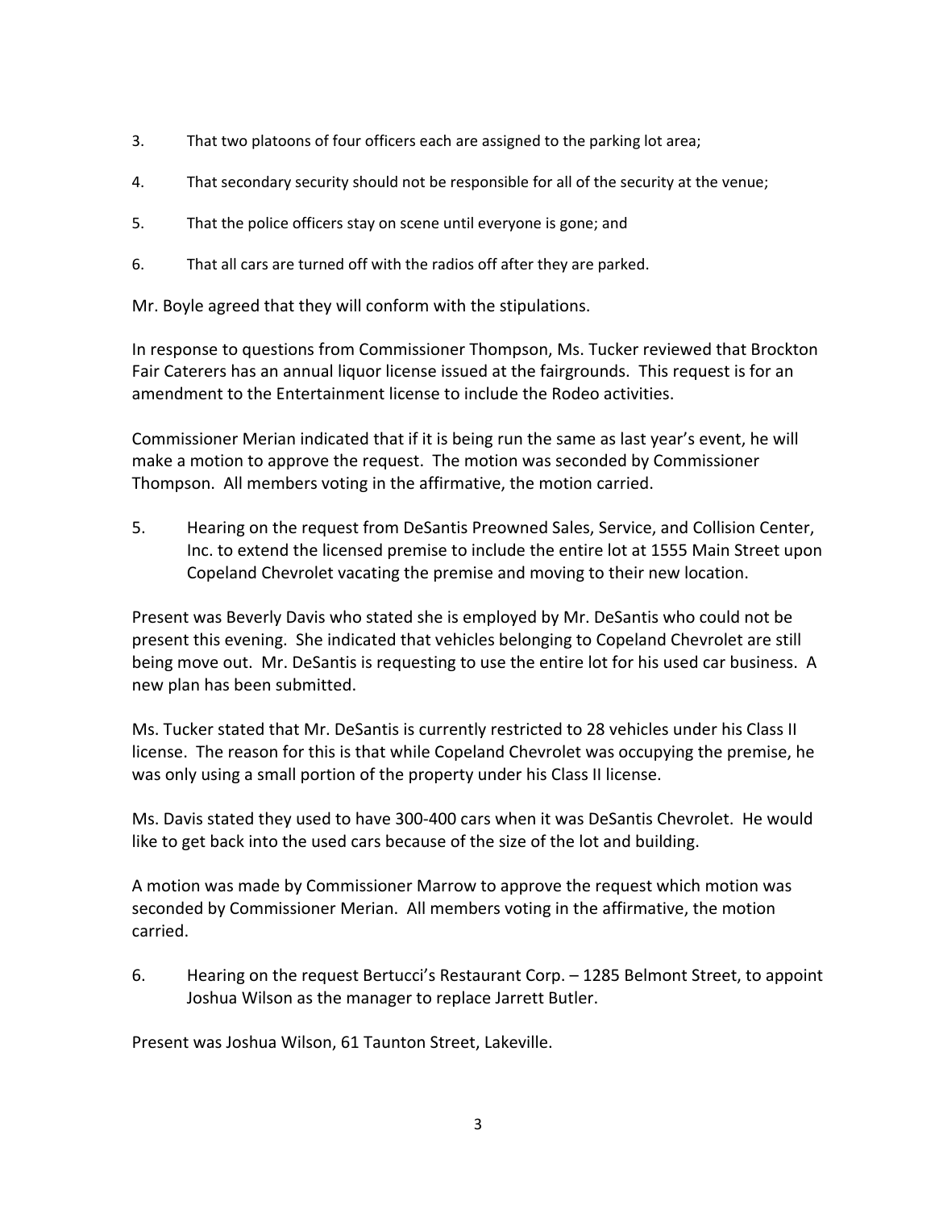3. That two platoons of four officers each are assigned to the parking lot area;

4. That secondary security should not be responsible for all of the security at the venue;

5. That the police officers stay on scene until everyone is gone; and

6. That all cars are turned off with the radios off after they are parked.

Mr. Boyle agreed that they will conform with the stipulations.

In response to questions from Commissioner Thompson, Ms. Tucker reviewed that Brockton Fair Caterers has an annual liquor license issued at the fairgrounds. This request is for an amendment to the Entertainment license to include the Rodeo activities.

Commissioner Merian indicated that if it is being run the same as last year's event, he will make a motion to approve the request. The motion was seconded by Commissioner Thompson. All members voting in the affirmative, the motion carried.

5. Hearing on the request from DeSantis Preowned Sales, Service, and Collision Center, Inc. to extend the licensed premise to include the entire lot at 1555 Main Street upon Copeland Chevrolet vacating the premise and moving to their new location.

Present was Beverly Davis who stated she is employed by Mr. DeSantis who could not be present this evening. She indicated that vehicles belonging to Copeland Chevrolet are still being move out. Mr. DeSantis is requesting to use the entire lot for his used car business. A new plan has been submitted.

Ms. Tucker stated that Mr. DeSantis is currently restricted to 28 vehicles under his Class II license. The reason for this is that while Copeland Chevrolet was occupying the premise, he was only using a small portion of the property under his Class II license.

Ms. Davis stated they used to have 300-400 cars when it was DeSantis Chevrolet. He would like to get back into the used cars because of the size of the lot and building.

A motion was made by Commissioner Marrow to approve the request which motion was seconded by Commissioner Merian. All members voting in the affirmative, the motion carried.

6. Hearing on the request Bertucci's Restaurant Corp. – 1285 Belmont Street, to appoint Joshua Wilson as the manager to replace Jarrett Butler.

Present was Joshua Wilson, 61 Taunton Street, Lakeville.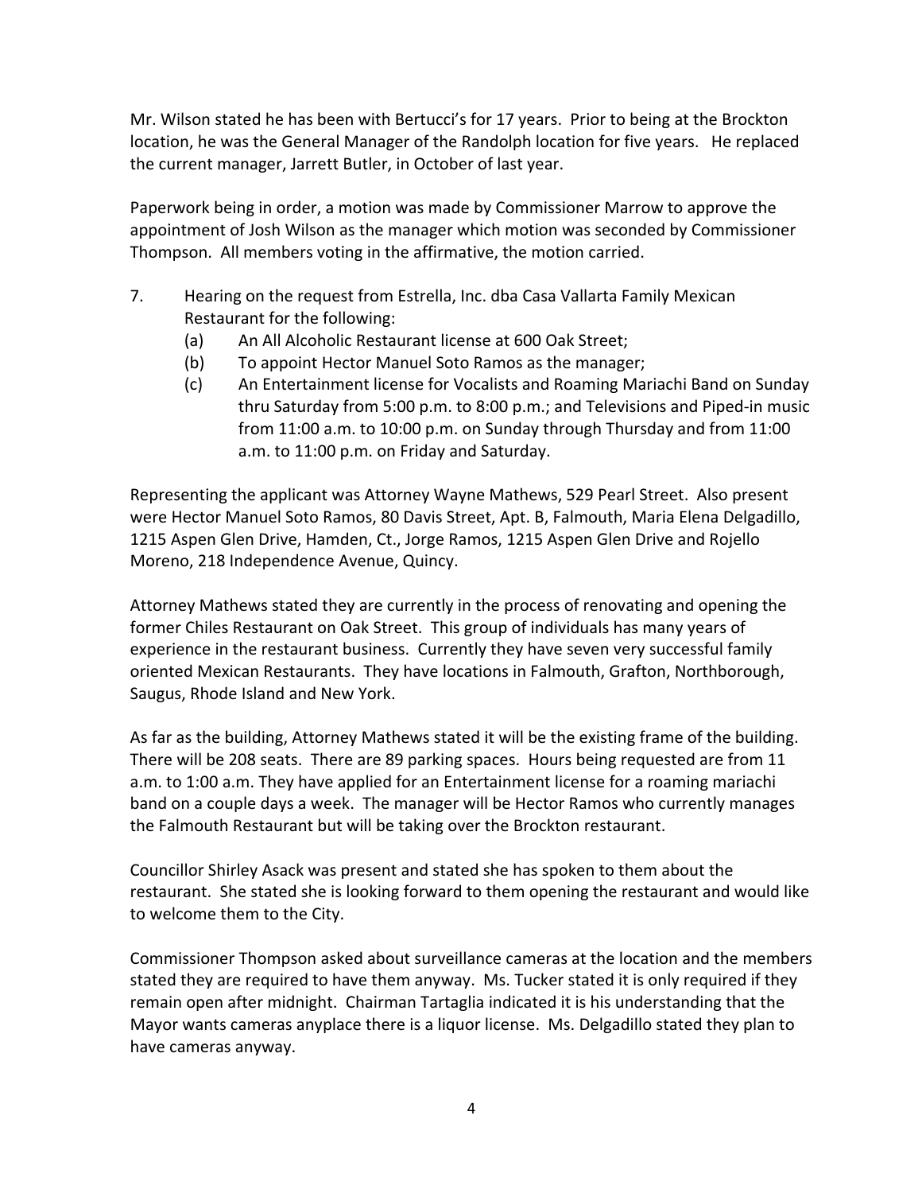Mr. Wilson stated he has been with Bertucci's for 17 years. Prior to being at the Brockton location, he was the General Manager of the Randolph location for five years. He replaced the current manager, Jarrett Butler, in October of last year.

Paperwork being in order, a motion was made by Commissioner Marrow to approve the appointment of Josh Wilson as the manager which motion was seconded by Commissioner Thompson. All members voting in the affirmative, the motion carried.

7. Hearing on the request from Estrella, Inc. dba Casa Vallarta Family Mexican Restaurant for the following:
   (a) An All Alcoholic Restaurant license at 600 Oak Street;
   (b) To appoint Hector Manuel Soto Ramos as the manager;
   (c) An Entertainment license for Vocalists and Roaming Mariachi Band on Sunday thru Saturday from 5:00 p.m. to 8:00 p.m.; and Televisions and Piped-in music from 11:00 a.m. to 10:00 p.m. on Sunday through Thursday and from 11:00 a.m. to 11:00 p.m. on Friday and Saturday.

Representing the applicant was Attorney Wayne Mathews, 529 Pearl Street. Also present were Hector Manuel Soto Ramos, 80 Davis Street, Apt. B, Falmouth, Maria Elena Delgadillo, 1215 Aspen Glen Drive, Hamden, Ct., Jorge Ramos, 1215 Aspen Glen Drive and Rojello Moreno, 218 Independence Avenue, Quincy.

Attorney Mathews stated they are currently in the process of renovating and opening the former Chiles Restaurant on Oak Street. This group of individuals has many years of experience in the restaurant business. Currently they have seven very successful family oriented Mexican Restaurants. They have locations in Falmouth, Grafton, Northborough, Saugus, Rhode Island and New York.

As far as the building, Attorney Mathews stated it will be the existing frame of the building. There will be 208 seats. There are 89 parking spaces. Hours being requested are from 11 a.m. to 1:00 a.m. They have applied for an Entertainment license for a roaming mariachi band on a couple days a week. The manager will be Hector Ramos who currently manages the Falmouth Restaurant but will be taking over the Brockton restaurant.

Councillor Shirley Asack was present and stated she has spoken to them about the restaurant. She stated she is looking forward to them opening the restaurant and would like to welcome them to the City.

Commissioner Thompson asked about surveillance cameras at the location and the members stated they are required to have them anyway. Ms. Tucker stated it is only required if they remain open after midnight. Chairman Tartaglia indicated it is his understanding that the Mayor wants cameras anyplace there is a liquor license. Ms. Delgadillo stated they plan to have cameras anyway.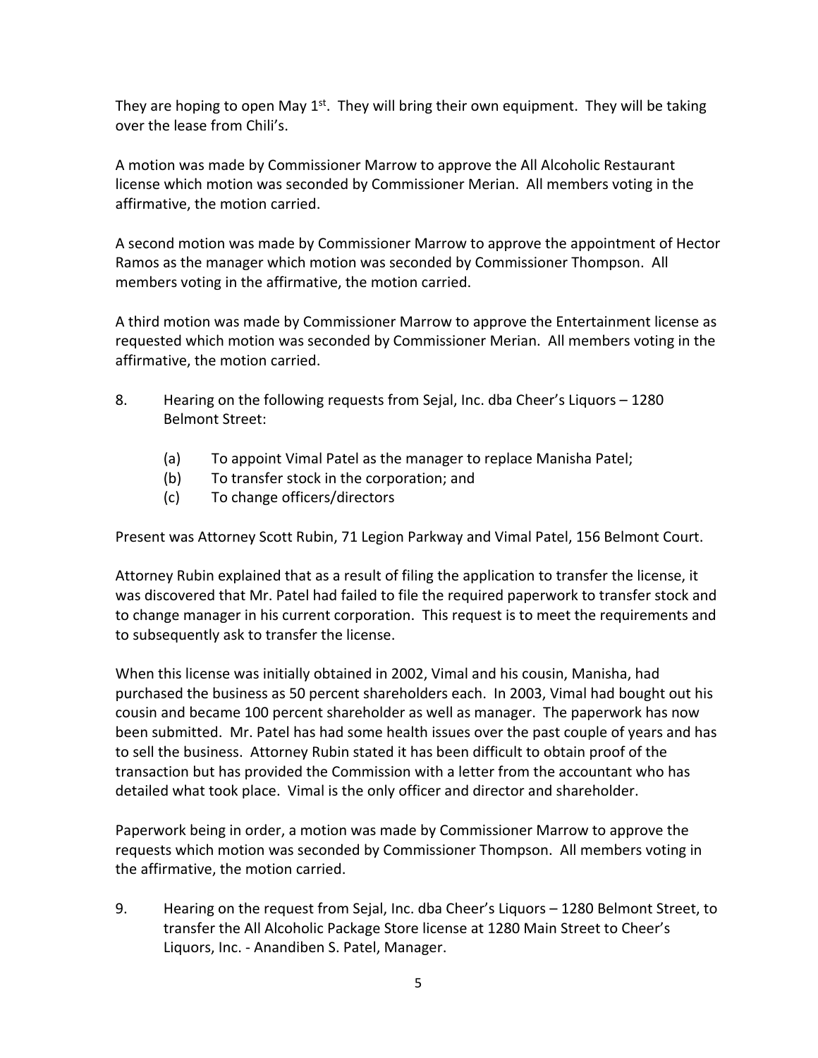They are hoping to open May 1st. They will bring their own equipment. They will be taking over the lease from Chili's.

A motion was made by Commissioner Marrow to approve the All Alcoholic Restaurant license which motion was seconded by Commissioner Merian. All members voting in the affirmative, the motion carried.

A second motion was made by Commissioner Marrow to approve the appointment of Hector Ramos as the manager which motion was seconded by Commissioner Thompson. All members voting in the affirmative, the motion carried.

A third motion was made by Commissioner Marrow to approve the Entertainment license as requested which motion was seconded by Commissioner Merian. All members voting in the affirmative, the motion carried.

8. Hearing on the following requests from Sejal, Inc. dba Cheer's Liquors – 1280 Belmont Street:

   (a) To appoint Vimal Patel as the manager to replace Manisha Patel;
   (b) To transfer stock in the corporation; and
   (c) To change officers/directors

Present was Attorney Scott Rubin, 71 Legion Parkway and Vimal Patel, 156 Belmont Court.

Attorney Rubin explained that as a result of filing the application to transfer the license, it was discovered that Mr. Patel had failed to file the required paperwork to transfer stock and to change manager in his current corporation. This request is to meet the requirements and to subsequently ask to transfer the license.

When this license was initially obtained in 2002, Vimal and his cousin, Manisha, had purchased the business as 50 percent shareholders each. In 2003, Vimal had bought out his cousin and became 100 percent shareholder as well as manager. The paperwork has now been submitted. Mr. Patel has had some health issues over the past couple of years and has to sell the business. Attorney Rubin stated it has been difficult to obtain proof of the transaction but has provided the Commission with a letter from the accountant who has detailed what took place. Vimal is the only officer and director and shareholder.

Paperwork being in order, a motion was made by Commissioner Marrow to approve the requests which motion was seconded by Commissioner Thompson. All members voting in the affirmative, the motion carried.

9. Hearing on the request from Sejal, Inc. dba Cheer's Liquors – 1280 Belmont Street, to transfer the All Alcoholic Package Store license at 1280 Main Street to Cheer's Liquors, Inc. - Anandiben S. Patel, Manager.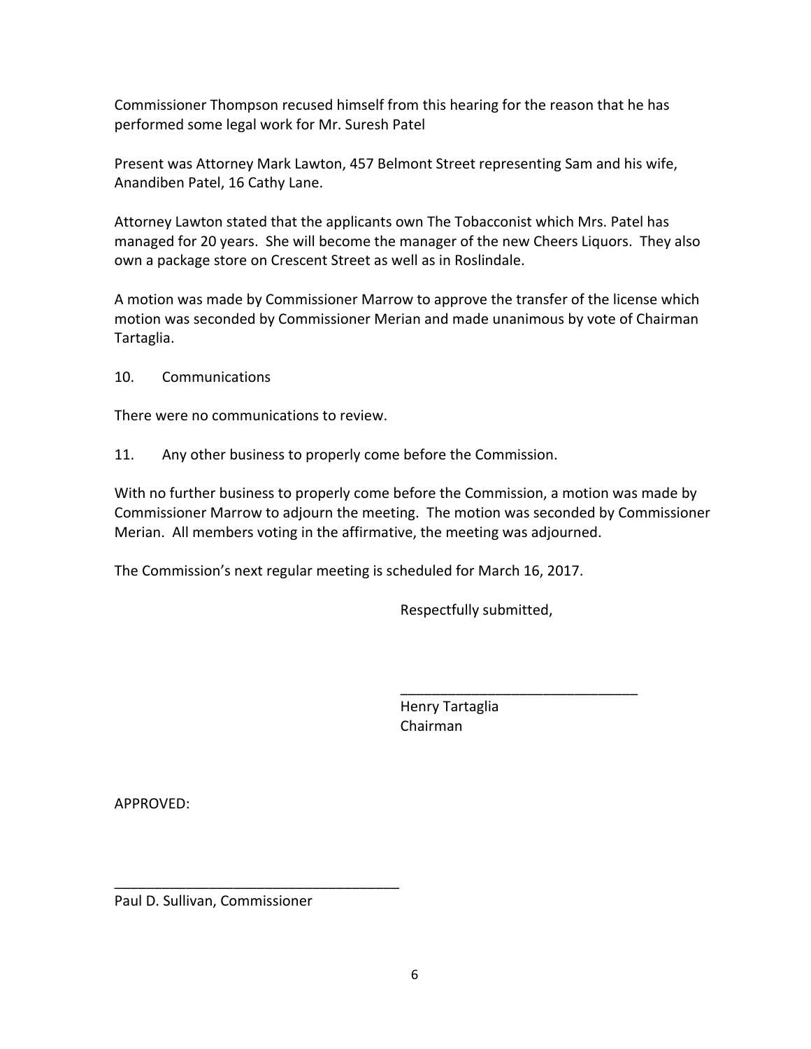Commissioner Thompson recused himself from this hearing for the reason that he has performed some legal work for Mr. Suresh Patel

Present was Attorney Mark Lawton, 457 Belmont Street representing Sam and his wife, Anandiben Patel, 16 Cathy Lane.

Attorney Lawton stated that the applicants own The Tobacconist which Mrs. Patel has managed for 20 years. She will become the manager of the new Cheers Liquors. They also own a package store on Crescent Street as well as in Roslindale.

A motion was made by Commissioner Marrow to approve the transfer of the license which motion was seconded by Commissioner Merian and made unanimous by vote of Chairman Tartaglia.

10. Communications

There were no communications to review.

11. Any other business to properly come before the Commission.

With no further business to properly come before the Commission, a motion was made by Commissioner Marrow to adjourn the meeting. The motion was seconded by Commissioner Merian. All members voting in the affirmative, the meeting was adjourned.

The Commission's next regular meeting is scheduled for March 16, 2017.

Respectfully submitted,

______________________________
Henry Tartaglia
Chairman

APPROVED:

_____________________________________
Paul D. Sullivan, Commissioner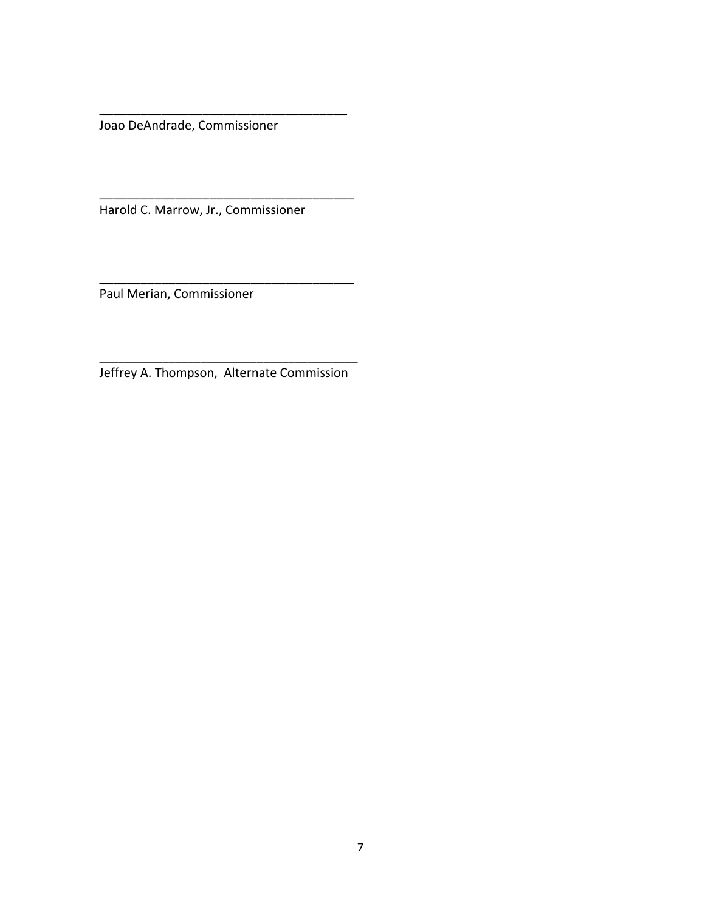\_\_\_\_\_\_\_\_\_\_\_\_\_\_\_\_\_\_\_\_\_\_\_\_\_\_\_\_\_\_\_\_\_\_\_\_\_\_\_

Joao DeAndrade, Commissioner

\_\_\_\_\_\_\_\_\_\_\_\_\_\_\_\_\_\_\_\_\_\_\_\_\_\_\_\_\_\_\_\_\_\_\_\_\_\_\_

Harold C. Marrow, Jr., Commissioner

\_\_\_\_\_\_\_\_\_\_\_\_\_\_\_\_\_\_\_\_\_\_\_\_\_\_\_\_\_\_\_\_\_\_\_\_\_\_\_

Paul Merian, Commissioner

\_\_\_\_\_\_\_\_\_\_\_\_\_\_\_\_\_\_\_\_\_\_\_\_\_\_\_\_\_\_\_\_\_\_\_\_\_\_\_

Jeffrey A. Thompson, Alternate Commission